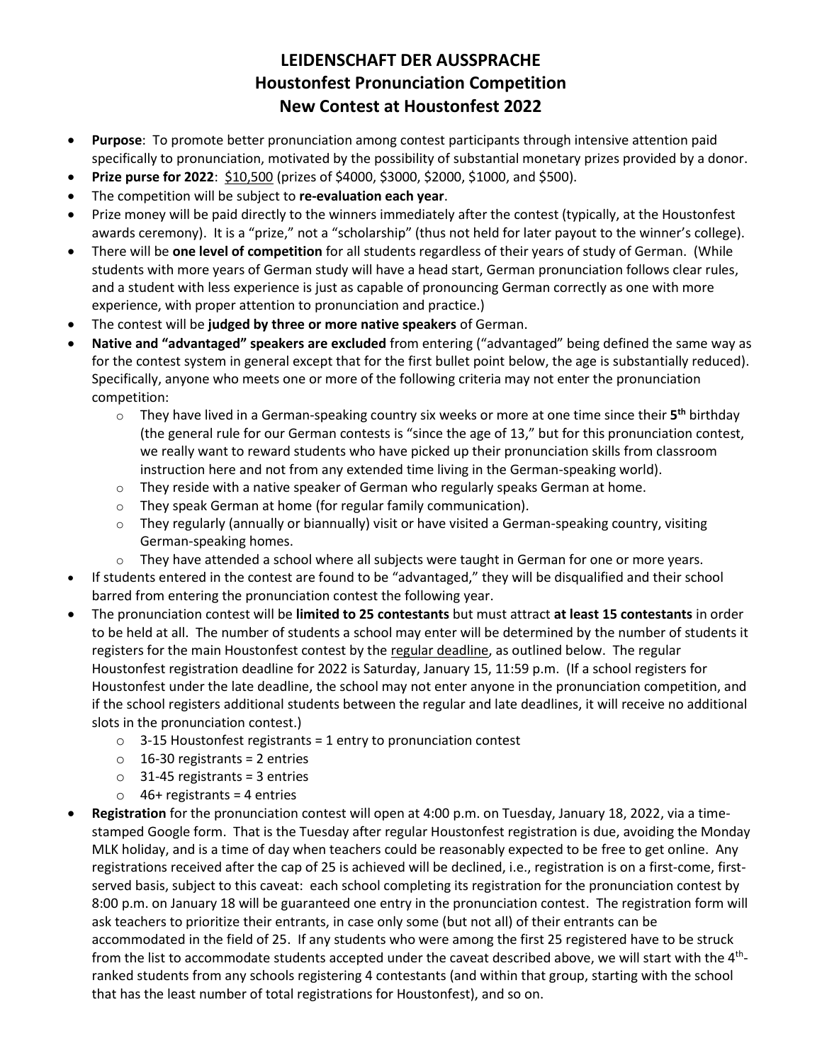# LEIDENSCHAFT DER AUSSPRACHE
# Houstonfest Pronunciation Competition
# New Contest at Houstonfest 2022

- **Purpose**: To promote better pronunciation among contest participants through intensive attention paid specifically to pronunciation, motivated by the possibility of substantial monetary prizes provided by a donor.
- **Prize purse for 2022**: $10,500 (prizes of $4000, $3000, $2000, $1000, and $500).
- The competition will be subject to **re-evaluation each year**.
- Prize money will be paid directly to the winners immediately after the contest (typically, at the Houstonfest awards ceremony). It is a "prize," not a "scholarship" (thus not held for later payout to the winner's college).
- There will be **one level of competition** for all students regardless of their years of study of German. (While students with more years of German study will have a head start, German pronunciation follows clear rules, and a student with less experience is just as capable of pronouncing German correctly as one with more experience, with proper attention to pronunciation and practice.)
- The contest will be **judged by three or more native speakers** of German.
- **Native and "advantaged" speakers are excluded** from entering ("advantaged" being defined the same way as for the contest system in general except that for the first bullet point below, the age is substantially reduced). Specifically, anyone who meets one or more of the following criteria may not enter the pronunciation competition:
  - They have lived in a German-speaking country six weeks or more at one time since their **5th** birthday (the general rule for our German contests is "since the age of 13," but for this pronunciation contest, we really want to reward students who have picked up their pronunciation skills from classroom instruction here and not from any extended time living in the German-speaking world).
  - They reside with a native speaker of German who regularly speaks German at home.
  - They speak German at home (for regular family communication).
  - They regularly (annually or biannually) visit or have visited a German-speaking country, visiting German-speaking homes.
  - They have attended a school where all subjects were taught in German for one or more years.
- If students entered in the contest are found to be "advantaged," they will be disqualified and their school barred from entering the pronunciation contest the following year.
- The pronunciation contest will be **limited to 25 contestants** but must attract **at least 15 contestants** in order to be held at all. The number of students a school may enter will be determined by the number of students it registers for the main Houstonfest contest by the regular deadline, as outlined below. The regular Houstonfest registration deadline for 2022 is Saturday, January 15, 11:59 p.m. (If a school registers for Houstonfest under the late deadline, the school may not enter anyone in the pronunciation competition, and if the school registers additional students between the regular and late deadlines, it will receive no additional slots in the pronunciation contest.)
  - 3-15 Houstonfest registrants = 1 entry to pronunciation contest
  - 16-30 registrants = 2 entries
  - 31-45 registrants = 3 entries
  - 46+ registrants = 4 entries
- **Registration** for the pronunciation contest will open at 4:00 p.m. on Tuesday, January 18, 2022, via a time-stamped Google form. That is the Tuesday after regular Houstonfest registration is due, avoiding the Monday MLK holiday, and is a time of day when teachers could be reasonably expected to be free to get online. Any registrations received after the cap of 25 is achieved will be declined, i.e., registration is on a first-come, first-served basis, subject to this caveat: each school completing its registration for the pronunciation contest by 8:00 p.m. on January 18 will be guaranteed one entry in the pronunciation contest. The registration form will ask teachers to prioritize their entrants, in case only some (but not all) of their entrants can be accommodated in the field of 25. If any students who were among the first 25 registered have to be struck from the list to accommodate students accepted under the caveat described above, we will start with the 4th-ranked students from any schools registering 4 contestants (and within that group, starting with the school that has the least number of total registrations for Houstonfest), and so on.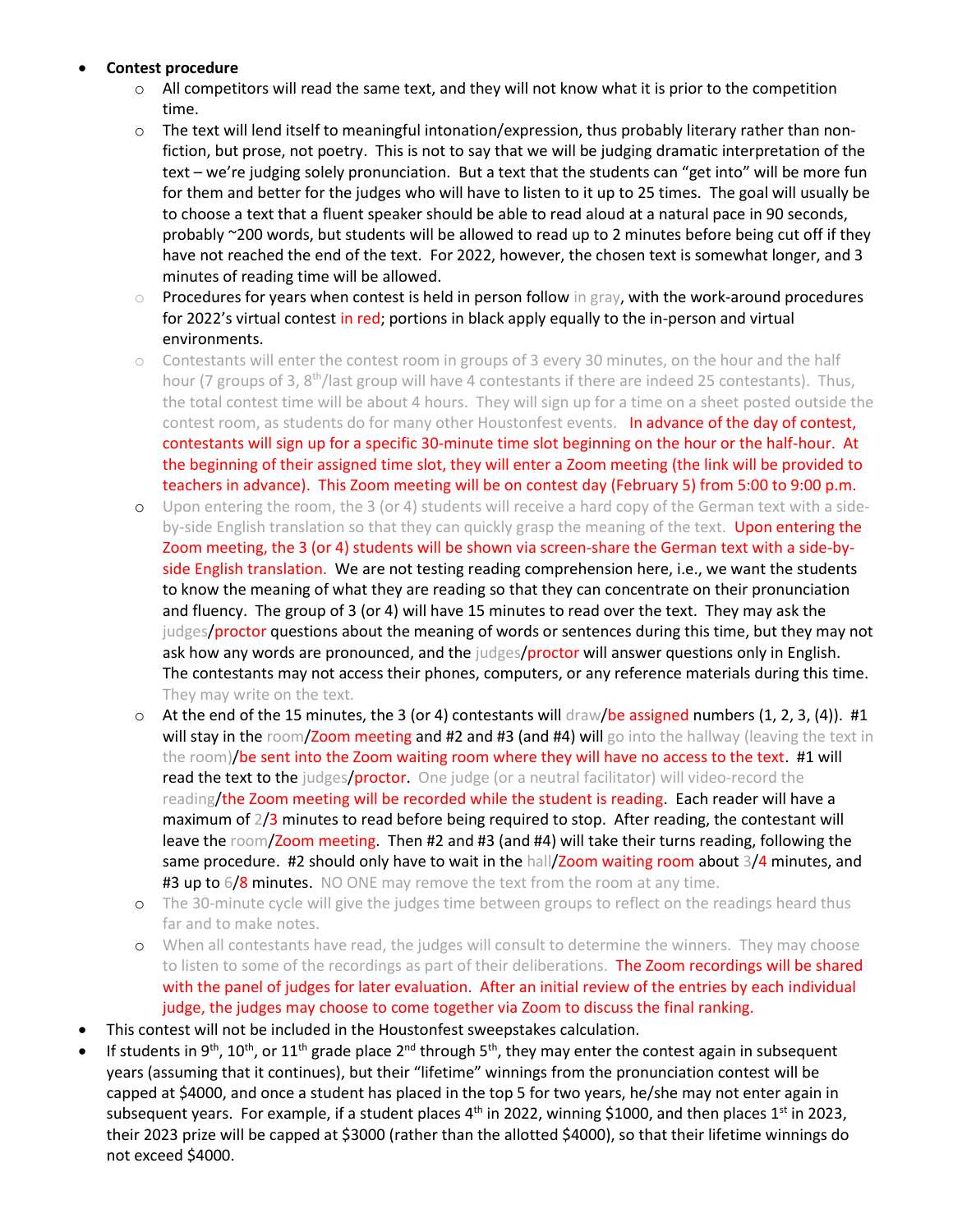- **Contest procedure**
  - All competitors will read the same text, and they will not know what it is prior to the competition time.
  - The text will lend itself to meaningful intonation/expression, thus probably literary rather than non-fiction, but prose, not poetry. This is not to say that we will be judging dramatic interpretation of the text – we're judging solely pronunciation. But a text that the students can "get into" will be more fun for them and better for the judges who will have to listen to it up to 25 times. The goal will usually be to choose a text that a fluent speaker should be able to read aloud at a natural pace in 90 seconds, probably ~200 words, but students will be allowed to read up to 2 minutes before being cut off if they have not reached the end of the text. For 2022, however, the chosen text is somewhat longer, and 3 minutes of reading time will be allowed.
  - Procedures for years when contest is held in person follow in gray, with the work-around procedures for 2022's virtual contest in red; portions in black apply equally to the in-person and virtual environments.
  - Contestants will enter the contest room in groups of 3 every 30 minutes, on the hour and the half hour (7 groups of 3, 8th/last group will have 4 contestants if there are indeed 25 contestants). Thus, the total contest time will be about 4 hours. They will sign up for a time on a sheet posted outside the contest room, as students do for many other Houstonfest events. In advance of the day of contest, contestants will sign up for a specific 30-minute time slot beginning on the hour or the half-hour. At the beginning of their assigned time slot, they will enter a Zoom meeting (the link will be provided to teachers in advance). This Zoom meeting will be on contest day (February 5) from 5:00 to 9:00 p.m.
  - Upon entering the room, the 3 (or 4) students will receive a hard copy of the German text with a side-by-side English translation so that they can quickly grasp the meaning of the text. Upon entering the Zoom meeting, the 3 (or 4) students will be shown via screen-share the German text with a side-by-side English translation. We are not testing reading comprehension here, i.e., we want the students to know the meaning of what they are reading so that they can concentrate on their pronunciation and fluency. The group of 3 (or 4) will have 15 minutes to read over the text. They may ask the judges/proctor questions about the meaning of words or sentences during this time, but they may not ask how any words are pronounced, and the judges/proctor will answer questions only in English. The contestants may not access their phones, computers, or any reference materials during this time. They may write on the text.
  - At the end of the 15 minutes, the 3 (or 4) contestants will draw/be assigned numbers (1, 2, 3, (4)). #1 will stay in the room/Zoom meeting and #2 and #3 (and #4) will go into the hallway (leaving the text in the room)/be sent into the Zoom waiting room where they will have no access to the text. #1 will read the text to the judges/proctor. One judge (or a neutral facilitator) will video-record the reading/the Zoom meeting will be recorded while the student is reading. Each reader will have a maximum of 2/3 minutes to read before being required to stop. After reading, the contestant will leave the room/Zoom meeting. Then #2 and #3 (and #4) will take their turns reading, following the same procedure. #2 should only have to wait in the hall/Zoom waiting room about 3/4 minutes, and #3 up to 6/8 minutes. NO ONE may remove the text from the room at any time.
  - The 30-minute cycle will give the judges time between groups to reflect on the readings heard thus far and to make notes.
  - When all contestants have read, the judges will consult to determine the winners. They may choose to listen to some of the recordings as part of their deliberations. The Zoom recordings will be shared with the panel of judges for later evaluation. After an initial review of the entries by each individual judge, the judges may choose to come together via Zoom to discuss the final ranking.
- This contest will not be included in the Houstonfest sweepstakes calculation.
- If students in 9th, 10th, or 11th grade place 2nd through 5th, they may enter the contest again in subsequent years (assuming that it continues), but their "lifetime" winnings from the pronunciation contest will be capped at $4000, and once a student has placed in the top 5 for two years, he/she may not enter again in subsequent years. For example, if a student places 4th in 2022, winning $1000, and then places 1st in 2023, their 2023 prize will be capped at $3000 (rather than the allotted $4000), so that their lifetime winnings do not exceed $4000.